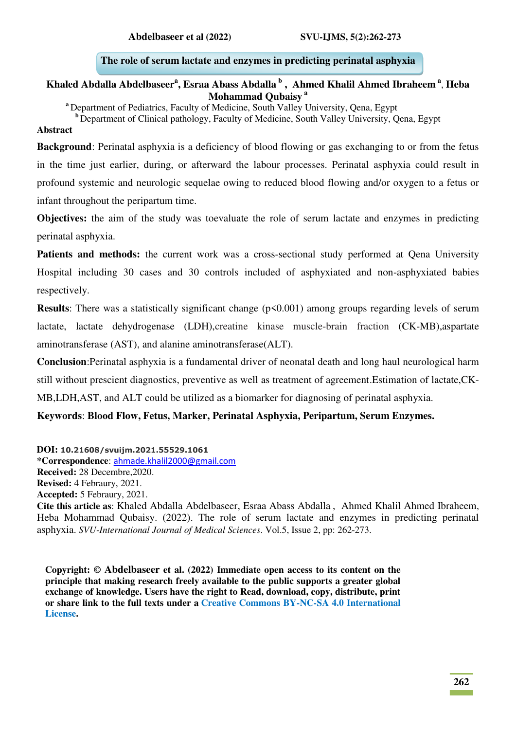# The role of serum lactate and enzymes in predicting perinatal asphyxia

**Khaled Abdalla Abdelbaseer[a], Esraa Abass Abdalla[b], Ahmed Khalil Ahmed Ibraheem[a], Heba Mohammad Qubaisy[a]**

[a] Department of Pediatrics, Faculty of Medicine, South Valley University, Qena, Egypt

[b] Department of Clinical pathology, Faculty of Medicine, South Valley University, Qena, Egypt

## Abstract

**Background**: Perinatal asphyxia is a deficiency of blood flowing or gas exchanging to or from the fetus in the time just earlier, during, or afterward the labour processes. Perinatal asphyxia could result in profound systemic and neurologic sequelae owing to reduced blood flowing and/or oxygen to a fetus or infant throughout the peripartum time.

**Objectives:** the aim of the study was toevaluate the role of serum lactate and enzymes in predicting perinatal asphyxia.

**Patients and methods:** the current work was a cross-sectional study performed at Qena University Hospital including 30 cases and 30 controls included of asphyxiated and non-asphyxiated babies respectively.

**Results**: There was a statistically significant change ($p<0.001$) among groups regarding levels of serum lactate, lactate dehydrogenase (LDH),creatine kinase muscle-brain fraction (CK-MB),aspartate aminotransferase (AST), and alanine aminotransferase(ALT).

**Conclusion**:Perinatal asphyxia is a fundamental driver of neonatal death and long haul neurological harm still without prescient diagnostics, preventive as well as treatment of agreement.Estimation of lactate,CK-MB,LDH,AST, and ALT could be utilized as a biomarker for diagnosing of perinatal asphyxia.

**Keywords**: **Blood Flow, Fetus, Marker, Perinatal Asphyxia, Peripartum, Serum Enzymes.**

**DOI:** 10.21608/svuijm.2021.55529.1061

***Correspondence**: ahmade.khalil2000@gmail.com

**Received:** 28 Decembre,2020.

**Revised:** 4 Febraury, 2021.

**Accepted:** 5 Febraury, 2021.

**Cite this article as**: Khaled Abdalla Abdelbaseer, Esraa Abass Abdalla , Ahmed Khalil Ahmed Ibraheem, Heba Mohammad Qubaisy. (2022). The role of serum lactate and enzymes in predicting perinatal asphyxia. *SVU-International Journal of Medical Sciences*. Vol.5, Issue 2, pp: 262-273.

**Copyright: © Abdelbaseer et al. (2022) Immediate open access to its content on the principle that making research freely available to the public supports a greater global exchange of knowledge. Users have the right to Read, download, copy, distribute, print or share link to the full texts under a Creative Commons BY-NC-SA 4.0 International License.**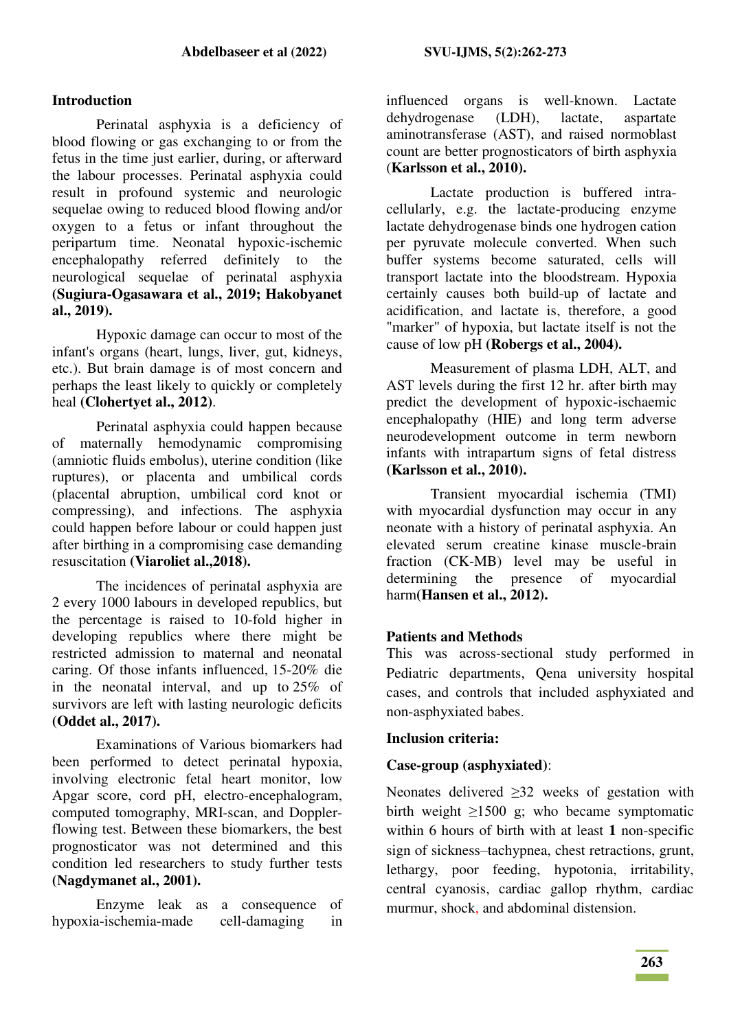## Introduction

Perinatal asphyxia is a deficiency of blood flowing or gas exchanging to or from the fetus in the time just earlier, during, or afterward the labour processes. Perinatal asphyxia could result in profound systemic and neurologic sequelae owing to reduced blood flowing and/or oxygen to a fetus or infant throughout the peripartum time. Neonatal hypoxic-ischemic encephalopathy referred definitely to the neurological sequelae of perinatal asphyxia **(Sugiura-Ogasawara et al., 2019; Hakobyanet al., 2019).**

Hypoxic damage can occur to most of the infant's organs (heart, lungs, liver, gut, kidneys, etc.). But brain damage is of most concern and perhaps the least likely to quickly or completely heal **(Clohertyet al., 2012)**.

Perinatal asphyxia could happen because of maternally hemodynamic compromising (amniotic fluids embolus), uterine condition (like ruptures), or placenta and umbilical cords (placental abruption, umbilical cord knot or compressing), and infections. The asphyxia could happen before labour or could happen just after birthing in a compromising case demanding resuscitation **(Viaroliet al.,2018).**

The incidences of perinatal asphyxia are 2 every 1000 labours in developed republics, but the percentage is raised to 10-fold higher in developing republics where there might be restricted admission to maternal and neonatal caring. Of those infants influenced, 15-20% die in the neonatal interval, and up to 25% of survivors are left with lasting neurologic deficits **(Oddet al., 2017).**

Examinations of Various biomarkers had been performed to detect perinatal hypoxia, involving electronic fetal heart monitor, low Apgar score, cord pH, electro-encephalogram, computed tomography, MRI-scan, and Doppler-flowing test. Between these biomarkers, the best prognosticator was not determined and this condition led researchers to study further tests **(Nagdymanet al., 2001).**

Enzyme leak as a consequence of hypoxia-ischemia-made cell-damaging in influenced organs is well-known. Lactate dehydrogenase (LDH), lactate, aspartate aminotransferase (AST), and raised normoblast count are better prognosticators of birth asphyxia (**Karlsson et al., 2010).**

Lactate production is buffered intra-cellularly, e.g. the lactate-producing enzyme lactate dehydrogenase binds one hydrogen cation per pyruvate molecule converted. When such buffer systems become saturated, cells will transport lactate into the bloodstream. Hypoxia certainly causes both build-up of lactate and acidification, and lactate is, therefore, a good "marker" of hypoxia, but lactate itself is not the cause of low pH **(Robergs et al., 2004).**

Measurement of plasma LDH, ALT, and AST levels during the first 12 hr. after birth may predict the development of hypoxic-ischaemic encephalopathy (HIE) and long term adverse neurodevelopment outcome in term newborn infants with intrapartum signs of fetal distress **(Karlsson et al., 2010).**

Transient myocardial ischemia (TMI) with myocardial dysfunction may occur in any neonate with a history of perinatal asphyxia. An elevated serum creatine kinase muscle-brain fraction (CK-MB) level may be useful in determining the presence of myocardial harm**(Hansen et al., 2012).**

## Patients and Methods

This was across-sectional study performed in Pediatric departments, Qena university hospital cases, and controls that included asphyxiated and non-asphyxiated babes.

### Inclusion criteria:

**Case-group (asphyxiated)**:

Neonates delivered ≥32 weeks of gestation with birth weight ≥1500 g; who became symptomatic within 6 hours of birth with at least **1** non-specific sign of sickness–tachypnea, chest retractions, grunt, lethargy, poor feeding, hypotonia, irritability, central cyanosis, cardiac gallop rhythm, cardiac murmur, shock, and abdominal distension.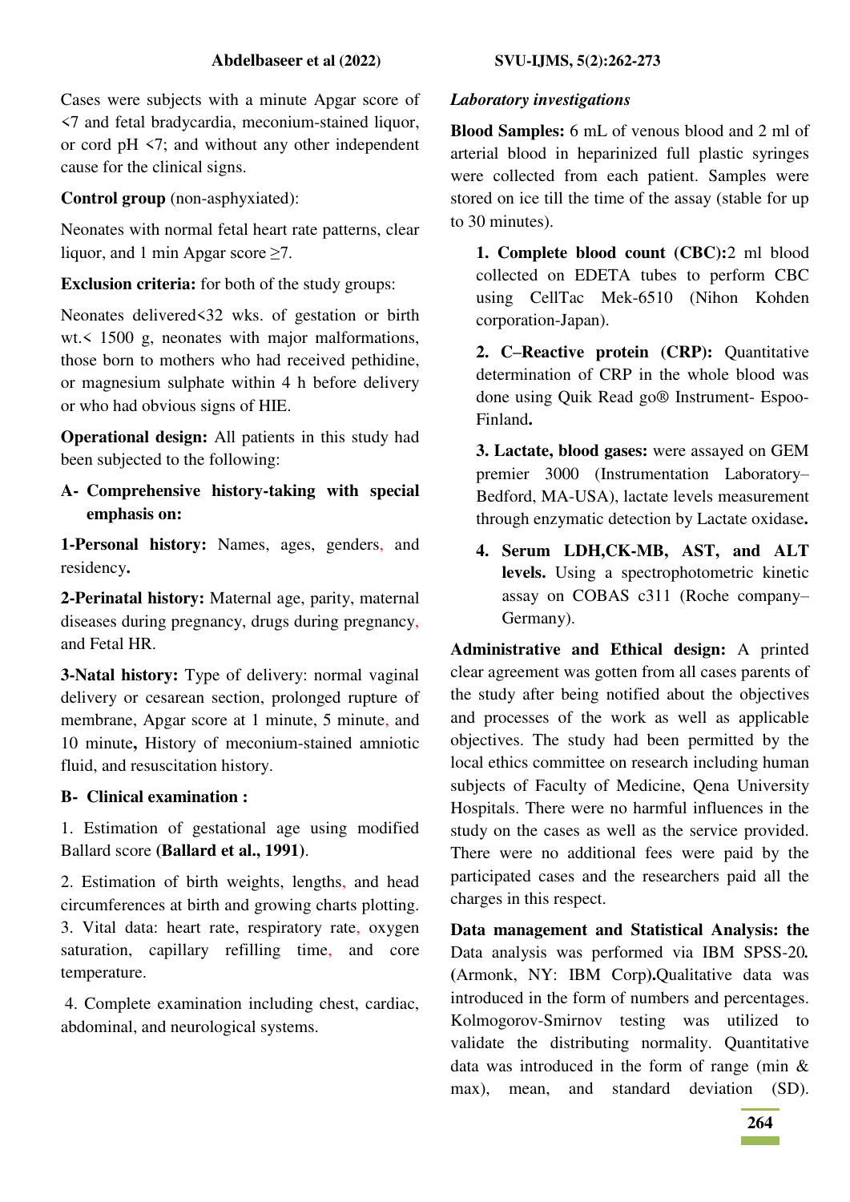Cases were subjects with a minute Apgar score of <7 and fetal bradycardia, meconium-stained liquor, or cord pH <7; and without any other independent cause for the clinical signs.

**Control group** (non-asphyxiated):

Neonates with normal fetal heart rate patterns, clear liquor, and 1 min Apgar score ≥7.

**Exclusion criteria:** for both of the study groups:

Neonates delivered<32 wks. of gestation or birth wt.< 1500 g, neonates with major malformations, those born to mothers who had received pethidine, or magnesium sulphate within 4 h before delivery or who had obvious signs of HIE.

**Operational design:** All patients in this study had been subjected to the following:

**A- Comprehensive history-taking with special emphasis on:**

**1-Personal history:** Names, ages, genders, and residency**.**

**2-Perinatal history:** Maternal age, parity, maternal diseases during pregnancy, drugs during pregnancy, and Fetal HR.

**3-Natal history:** Type of delivery: normal vaginal delivery or cesarean section, prolonged rupture of membrane, Apgar score at 1 minute, 5 minute, and 10 minute**,** History of meconium-stained amniotic fluid, and resuscitation history.

**B- Clinical examination :**

1. Estimation of gestational age using modified Ballard score **(Ballard et al., 1991)**.

2. Estimation of birth weights, lengths, and head circumferences at birth and growing charts plotting.

3. Vital data: heart rate, respiratory rate, oxygen saturation, capillary refilling time, and core temperature.

4. Complete examination including chest, cardiac, abdominal, and neurological systems.

***Laboratory investigations***

**Blood Samples:** 6 mL of venous blood and 2 ml of arterial blood in heparinized full plastic syringes were collected from each patient. Samples were stored on ice till the time of the assay (stable for up to 30 minutes).

1. **Complete blood count (CBC):**2 ml blood collected on EDETA tubes to perform CBC using CellTac Mek-6510 (Nihon Kohden corporation-Japan).

2. **C–Reactive protein (CRP):** Quantitative determination of CRP in the whole blood was done using Quik Read go® Instrument- Espoo-Finland**.**

3. **Lactate, blood gases:** were assayed on GEM premier 3000 (Instrumentation Laboratory–Bedford, MA-USA), lactate levels measurement through enzymatic detection by Lactate oxidase**.**

4. **Serum LDH,CK-MB, AST, and ALT levels.** Using a spectrophotometric kinetic assay on COBAS c311 (Roche company–Germany).

**Administrative and Ethical design:** A printed clear agreement was gotten from all cases parents of the study after being notified about the objectives and processes of the work as well as applicable objectives. The study had been permitted by the local ethics committee on research including human subjects of Faculty of Medicine, Qena University Hospitals. There were no harmful influences in the study on the cases as well as the service provided. There were no additional fees were paid by the participated cases and the researchers paid all the charges in this respect.

**Data management and Statistical Analysis: the** Data analysis was performed via IBM SPSS-20**.** **(**Armonk, NY: IBM Corp**).**Qualitative data was introduced in the form of numbers and percentages. Kolmogorov-Smirnov testing was utilized to validate the distributing normality. Quantitative data was introduced in the form of range (min & max), mean, and standard deviation (SD).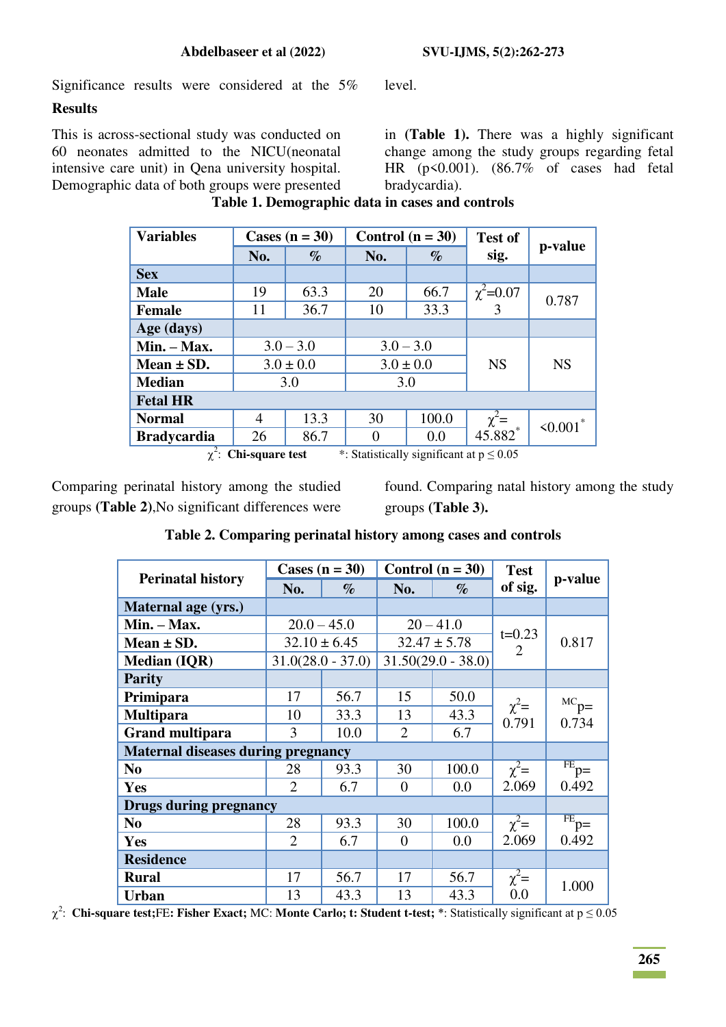Significance results were considered at the 5% level.

**Results**

This is across-sectional study was conducted on 60 neonates admitted to the NICU(neonatal intensive care unit) in Qena university hospital. Demographic data of both groups were presented in **(Table 1).** There was a highly significant change among the study groups regarding fetal HR (p<0.001). (86.7% of cases had fetal bradycardia).

**Table 1. Demographic data in cases and controls**

| Variables | Cases (n = 30) | | Control (n = 30) | | Test of sig. | p-value |
|---|---|---|---|---|---|---|
| | No. | % | No. | % | | |
| **Sex** | | | | | | |
| **Male** | 19 | 63.3 | 20 | 66.7 | $\chi^2$=0.073 | 0.787 |
| **Female** | 11 | 36.7 | 10 | 33.3 | | |
| **Age (days)** | | | | | | |
| **Min. – Max.** | 3.0 – 3.0 | | 3.0 – 3.0 | | NS | NS |
| **Mean ± SD.** | 3.0 ± 0.0 | | 3.0 ± 0.0 | | | |
| **Median** | 3.0 | | 3.0 | | | |
| **Fetal HR** | | | | | | |
| **Normal** | 4 | 13.3 | 30 | 100.0 | $\chi^2$= 45.882* | <0.001* |
| **Bradycardia** | 26 | 86.7 | 0 | 0.0 | | |

$\chi^2$: **Chi-square test** *: Statistically significant at p ≤ 0.05

Comparing perinatal history among the studied groups **(Table 2)**,No significant differences were found. Comparing natal history among the study groups **(Table 3).**

**Table 2. Comparing perinatal history among cases and controls**

| Perinatal history | Cases (n = 30) | | Control (n = 30) | | Test of sig. | p-value |
|---|---|---|---|---|---|---|
| | No. | % | No. | % | | |
| **Maternal age (yrs.)** | | | | | | |
| **Min. – Max.** | 20.0 – 45.0 | | 20 – 41.0 | | t=0.232 | 0.817 |
| **Mean ± SD.** | 32.10 ± 6.45 | | 32.47 ± 5.78 | | | |
| **Median (IQR)** | 31.0(28.0 - 37.0) | | 31.50(29.0 - 38.0) | | | |
| **Parity** | | | | | | |
| **Primipara** | 17 | 56.7 | 15 | 50.0 | $\chi^2$= 0.791 | $^{MC}$p= 0.734 |
| **Multipara** | 10 | 33.3 | 13 | 43.3 | | |
| **Grand multipara** | 3 | 10.0 | 2 | 6.7 | | |
| **Maternal diseases during pregnancy** | | | | | | |
| **No** | 28 | 93.3 | 30 | 100.0 | $\chi^2$= 2.069 | $^{FE}$p= 0.492 |
| **Yes** | 2 | 6.7 | 0 | 0.0 | | |
| **Drugs during pregnancy** | | | | | | |
| **No** | 28 | 93.3 | 30 | 100.0 | $\chi^2$= 2.069 | $^{FE}$p= 0.492 |
| **Yes** | 2 | 6.7 | 0 | 0.0 | | |
| **Residence** | | | | | | |
| **Rural** | 17 | 56.7 | 17 | 56.7 | $\chi^2$= 0.0 | 1.000 |
| **Urban** | 13 | 43.3 | 13 | 43.3 | | |

$\chi^2$: **Chi-square test;FE: Fisher Exact;** MC: **Monte Carlo; t: Student t-test;** *: Statistically significant at p ≤ 0.05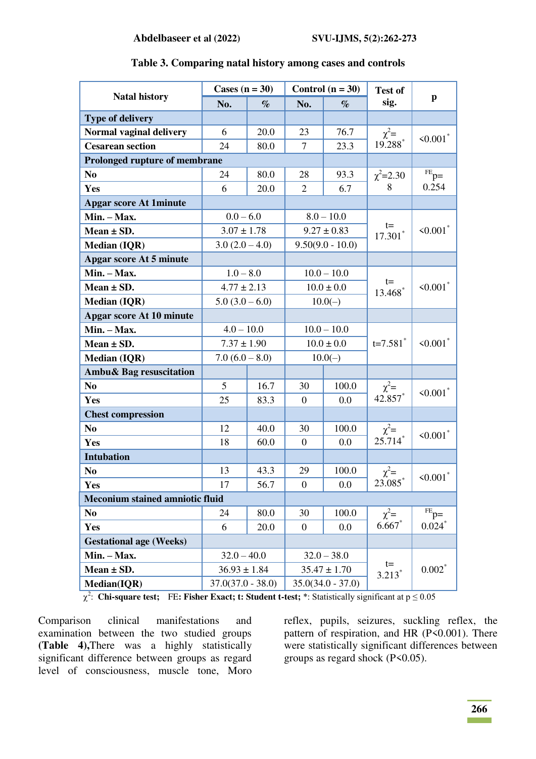**Table 3. Comparing natal history among cases and controls**

| Natal history | Cases (n = 30) | | Control (n = 30) | | Test of sig. | p |
|---|---|---|---|---|---|---|
| | No. | % | No. | % | | |
| **Type of delivery** | | | | | | |
| **Normal vaginal delivery** | 6 | 20.0 | 23 | 76.7 | $\chi^2$= 19.288* | <0.001* |
| **Cesarean section** | 24 | 80.0 | 7 | 23.3 | | |
| **Prolonged rupture of membrane** | | | | | | |
| **No** | 24 | 80.0 | 28 | 93.3 | $\chi^2$=2.308 | $^{FE}$p= 0.254 |
| **Yes** | 6 | 20.0 | 2 | 6.7 | | |
| **Apgar score At 1minute** | | | | | | |
| **Min. – Max.** | 0.0 – 6.0 | | 8.0 – 10.0 | | t= 17.301* | <0.001* |
| **Mean ± SD.** | 3.07 ± 1.78 | | 9.27 ± 0.83 | | | |
| **Median (IQR)** | 3.0 (2.0 – 4.0) | | 9.50(9.0 - 10.0) | | | |
| **Apgar score At 5 minute** | | | | | | |
| **Min. – Max.** | 1.0 – 8.0 | | 10.0 – 10.0 | | t= 13.468* | <0.001* |
| **Mean ± SD.** | 4.77 ± 2.13 | | 10.0 ± 0.0 | | | |
| **Median (IQR)** | 5.0 (3.0 – 6.0) | | 10.0(–) | | | |
| **Apgar score At 10 minute** | | | | | | |
| **Min. – Max.** | 4.0 – 10.0 | | 10.0 – 10.0 | | t=7.581* | <0.001* |
| **Mean ± SD.** | 7.37 ± 1.90 | | 10.0 ± 0.0 | | | |
| **Median (IQR)** | 7.0 (6.0 – 8.0) | | 10.0(–) | | | |
| **Ambu& Bag resuscitation** | | | | | | |
| **No** | 5 | 16.7 | 30 | 100.0 | $\chi^2$= 42.857* | <0.001* |
| **Yes** | 25 | 83.3 | 0 | 0.0 | | |
| **Chest compression** | | | | | | |
| **No** | 12 | 40.0 | 30 | 100.0 | $\chi^2$= 25.714* | <0.001* |
| **Yes** | 18 | 60.0 | 0 | 0.0 | | |
| **Intubation** | | | | | | |
| **No** | 13 | 43.3 | 29 | 100.0 | $\chi^2$= 23.085* | <0.001* |
| **Yes** | 17 | 56.7 | 0 | 0.0 | | |
| **Meconium stained amniotic fluid** | | | | | | |
| **No** | 24 | 80.0 | 30 | 100.0 | $\chi^2$= 6.667* | $^{FE}$p= 0.024* |
| **Yes** | 6 | 20.0 | 0 | 0.0 | | |
| **Gestational age (Weeks)** | | | | | | |
| **Min. – Max.** | 32.0 – 40.0 | | 32.0 – 38.0 | | t= 3.213* | 0.002* |
| **Mean ± SD.** | 36.93 ± 1.84 | | 35.47 ± 1.70 | | | |
| **Median(IQR)** | 37.0(37.0 - 38.0) | | 35.0(34.0 - 37.0) | | | |

$\chi^2$: **Chi-square test;** FE: **Fisher Exact; t: Student t-test;** *: Statistically significant at p ≤ 0.05

Comparison clinical manifestations and examination between the two studied groups **(Table 4),**There was a highly statistically significant difference between groups as regard level of consciousness, muscle tone, Moro reflex, pupils, seizures, suckling reflex, the pattern of respiration, and HR (P<0.001). There were statistically significant differences between groups as regard shock (P<0.05).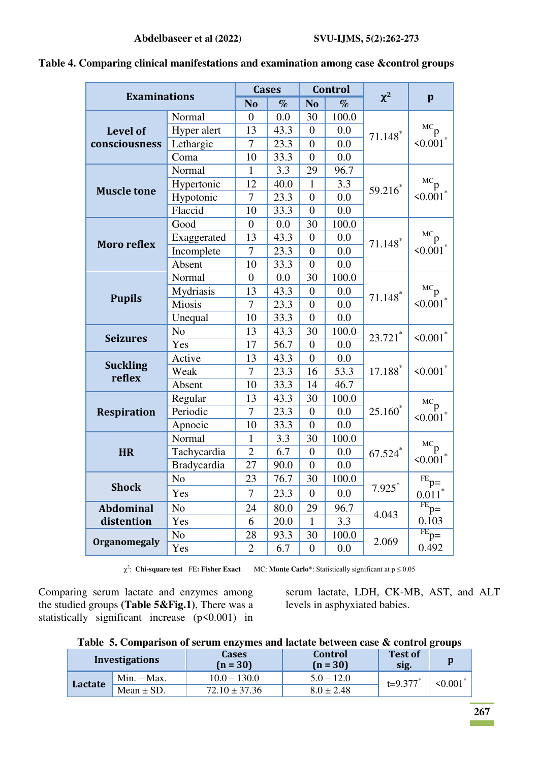**Table 4. Comparing clinical manifestations and examination among case &control groups**

| Examinations | | Cases No | Cases % | Control No | Control % | $\chi^2$ | p |
|---|---|---|---|---|---|---|---|
| Level of consciousness | Normal | 0 | 0.0 | 30 | 100.0 | 71.148* | $^{MC}p$ <0.001* |
| | Hyper alert | 13 | 43.3 | 0 | 0.0 | | |
| | Lethargic | 7 | 23.3 | 0 | 0.0 | | |
| | Coma | 10 | 33.3 | 0 | 0.0 | | |
| Muscle tone | Normal | 1 | 3.3 | 29 | 96.7 | 59.216* | $^{MC}p$ <0.001* |
| | Hypertonic | 12 | 40.0 | 1 | 3.3 | | |
| | Hypotonic | 7 | 23.3 | 0 | 0.0 | | |
| | Flaccid | 10 | 33.3 | 0 | 0.0 | | |
| Moro reflex | Good | 0 | 0.0 | 30 | 100.0 | 71.148* | $^{MC}p$ <0.001* |
| | Exaggerated | 13 | 43.3 | 0 | 0.0 | | |
| | Incomplete | 7 | 23.3 | 0 | 0.0 | | |
| | Absent | 10 | 33.3 | 0 | 0.0 | | |
| Pupils | Normal | 0 | 0.0 | 30 | 100.0 | 71.148* | $^{MC}p$ <0.001* |
| | Mydriasis | 13 | 43.3 | 0 | 0.0 | | |
| | Miosis | 7 | 23.3 | 0 | 0.0 | | |
| | Unequal | 10 | 33.3 | 0 | 0.0 | | |
| Seizures | No | 13 | 43.3 | 30 | 100.0 | 23.721* | <0.001* |
| | Yes | 17 | 56.7 | 0 | 0.0 | | |
| Suckling reflex | Active | 13 | 43.3 | 0 | 0.0 | 17.188* | <0.001* |
| | Weak | 7 | 23.3 | 16 | 53.3 | | |
| | Absent | 10 | 33.3 | 14 | 46.7 | | |
| Respiration | Regular | 13 | 43.3 | 30 | 100.0 | 25.160* | $^{MC}p$ <0.001* |
| | Periodic | 7 | 23.3 | 0 | 0.0 | | |
| | Apnoeic | 10 | 33.3 | 0 | 0.0 | | |
| HR | Normal | 1 | 3.3 | 30 | 100.0 | 67.524* | $^{MC}p$ <0.001* |
| | Tachycardia | 2 | 6.7 | 0 | 0.0 | | |
| | Bradycardia | 27 | 90.0 | 0 | 0.0 | | |
| Shock | No | 23 | 76.7 | 30 | 100.0 | 7.925* | $^{FE}p$= 0.011* |
| | Yes | 7 | 23.3 | 0 | 0.0 | | |
| Abdominal distention | No | 24 | 80.0 | 29 | 96.7 | 4.043 | $^{FE}p$= 0.103 |
| | Yes | 6 | 20.0 | 1 | 3.3 | | |
| Organomegaly | No | 28 | 93.3 | 30 | 100.0 | 2.069 | $^{FE}p$= 0.492 |
| | Yes | 2 | 6.7 | 0 | 0.0 | | |

$\chi^2$: **Chi-square test** FE: **Fisher Exact** MC: **Monte Carlo** *: Statistically significant at $p \le 0.05$

Comparing serum lactate and enzymes among the studied groups (**Table 5&Fig.1**), There was a statistically significant increase ($p<0.001$) in serum lactate, LDH, CK-MB, AST, and ALT levels in asphyxiated babies.

**Table 5. Comparison of serum enzymes and lactate between case & control groups**

| Investigations | | Cases (n = 30) | Control (n = 30) | Test of sig. | p |
|---|---|---|---|---|---|
| Lactate | Min. – Max. | 10.0 – 130.0 | 5.0 – 12.0 | t=9.377* | <0.001* |
| | Mean ± SD. | 72.10 ± 37.36 | 8.0 ± 2.48 | | |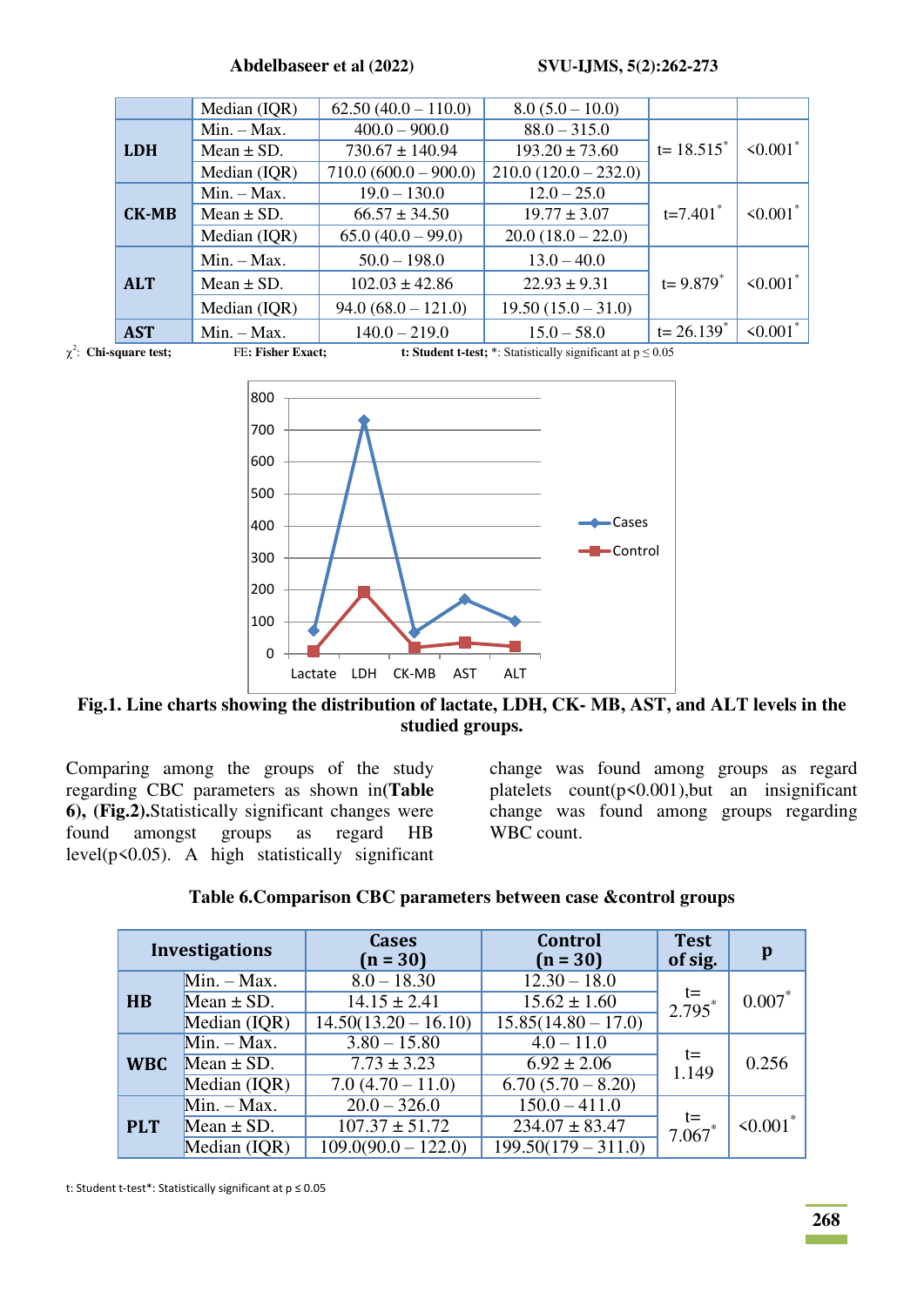| | | | | | |
|---|---|---|---|---|---|
| | Median (IQR) | 62.50 (40.0 – 110.0) | 8.0 (5.0 – 10.0) | | |
| **LDH** | Min. – Max. | 400.0 – 900.0 | 88.0 – 315.0 | t= 18.515* | <0.001* |
| | Mean ± SD. | 730.67 ± 140.94 | 193.20 ± 73.60 | | |
| | Median (IQR) | 710.0 (600.0 – 900.0) | 210.0 (120.0 – 232.0) | | |
| **CK-MB** | Min. – Max. | 19.0 – 130.0 | 12.0 – 25.0 | t=7.401* | <0.001* |
| | Mean ± SD. | 66.57 ± 34.50 | 19.77 ± 3.07 | | |
| | Median (IQR) | 65.0 (40.0 – 99.0) | 20.0 (18.0 – 22.0) | | |
| **ALT** | Min. – Max. | 50.0 – 198.0 | 13.0 – 40.0 | t= 9.879* | <0.001* |
| | Mean ± SD. | 102.03 ± 42.86 | 22.93 ± 9.31 | | |
| | Median (IQR) | 94.0 (68.0 – 121.0) | 19.50 (15.0 – 31.0) | | |
| **AST** | Min. – Max. | 140.0 – 219.0 | 15.0 – 58.0 | t= 26.139* | <0.001* |

$\chi^2$: **Chi-square test;** **FE: Fisher Exact;** **t: Student t-test;** *: Statistically significant at $p \le 0.05$

**Fig.1. Line charts showing the distribution of lactate, LDH, CK- MB, AST, and ALT levels in the studied groups.**

Comparing among the groups of the study regarding CBC parameters as shown in(**Table 6), (Fig.2).**Statistically significant changes were found amongst groups as regard HB level($p<0.05$). A high statistically significant change was found among groups as regard platelets count($p<0.001$),but an insignificant change was found among groups regarding WBC count.

**Table 6.Comparison CBC parameters between case &control groups**

| Investigations | | Cases (n = 30) | Control (n = 30) | Test of sig. | p |
|---|---|---|---|---|---|
| **HB** | Min. – Max. | 8.0 – 18.30 | 12.30 – 18.0 | t= 2.795* | 0.007* |
| | Mean ± SD. | 14.15 ± 2.41 | 15.62 ± 1.60 | | |
| | Median (IQR) | 14.50(13.20 – 16.10) | 15.85(14.80 – 17.0) | | |
| **WBC** | Min. – Max. | 3.80 – 15.80 | 4.0 – 11.0 | t= 1.149 | 0.256 |
| | Mean ± SD. | 7.73 ± 3.23 | 6.92 ± 2.06 | | |
| | Median (IQR) | 7.0 (4.70 – 11.0) | 6.70 (5.70 – 8.20) | | |
| **PLT** | Min. – Max. | 20.0 – 326.0 | 150.0 – 411.0 | t= 7.067* | <0.001* |
| | Mean ± SD. | 107.37 ± 51.72 | 234.07 ± 83.47 | | |
| | Median (IQR) | 109.0(90.0 – 122.0) | 199.50(179 – 311.0) | | |

t: Student t-test*: Statistically significant at $p \le 0.05$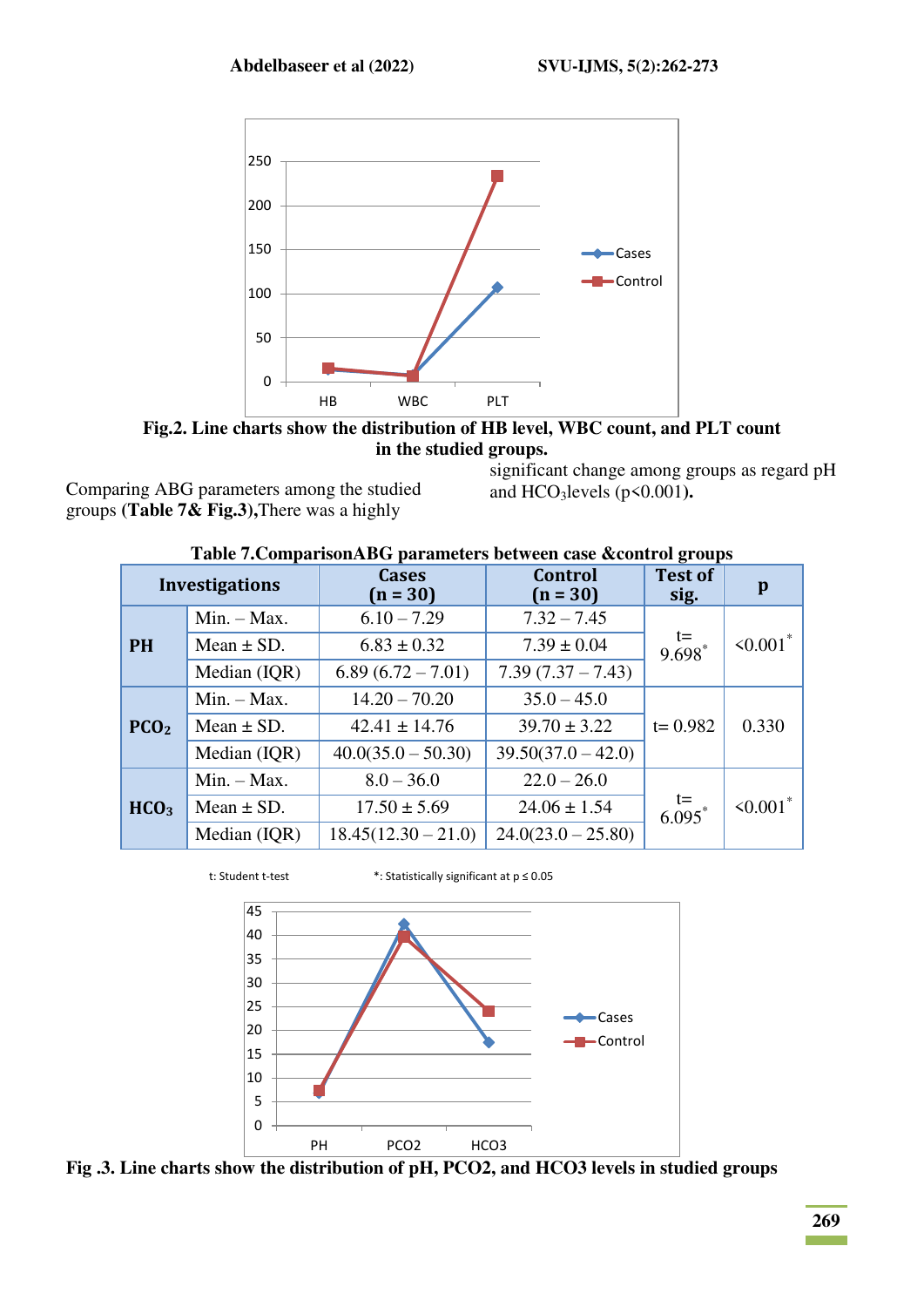**Fig.2. Line charts show the distribution of HB level, WBC count, and PLT count in the studied groups.**

Comparing ABG parameters among the studied groups **(Table 7& Fig.3),**There was a highly significant change among groups as regard pH and $HCO_3$levels (p<0.001)**.**

**Table 7.ComparisonABG parameters between case &control groups**

| Investigations | | Cases (n = 30) | Control (n = 30) | Test of sig. | p |
|---|---|---|---|---|---|
| **PH** | Min. – Max. | 6.10 – 7.29 | 7.32 – 7.45 | t= 9.698* | <0.001* |
| | Mean ± SD. | 6.83 ± 0.32 | 7.39 ± 0.04 | | |
| | Median (IQR) | 6.89 (6.72 – 7.01) | 7.39 (7.37 – 7.43) | | |
| **$PCO_2$** | Min. – Max. | 14.20 – 70.20 | 35.0 – 45.0 | t= 0.982 | 0.330 |
| | Mean ± SD. | 42.41 ± 14.76 | 39.70 ± 3.22 | | |
| | Median (IQR) | 40.0(35.0 – 50.30) | 39.50(37.0 – 42.0) | | |
| **$HCO_3$** | Min. – Max. | 8.0 – 36.0 | 22.0 – 26.0 | t= 6.095* | <0.001* |
| | Mean ± SD. | 17.50 ± 5.69 | 24.06 ± 1.54 | | |
| | Median (IQR) | 18.45(12.30 – 21.0) | 24.0(23.0 – 25.80) | | |

t: Student t-test *: Statistically significant at p ≤ 0.05

**Fig .3. Line charts show the distribution of pH, PCO2, and HCO3 levels in studied groups**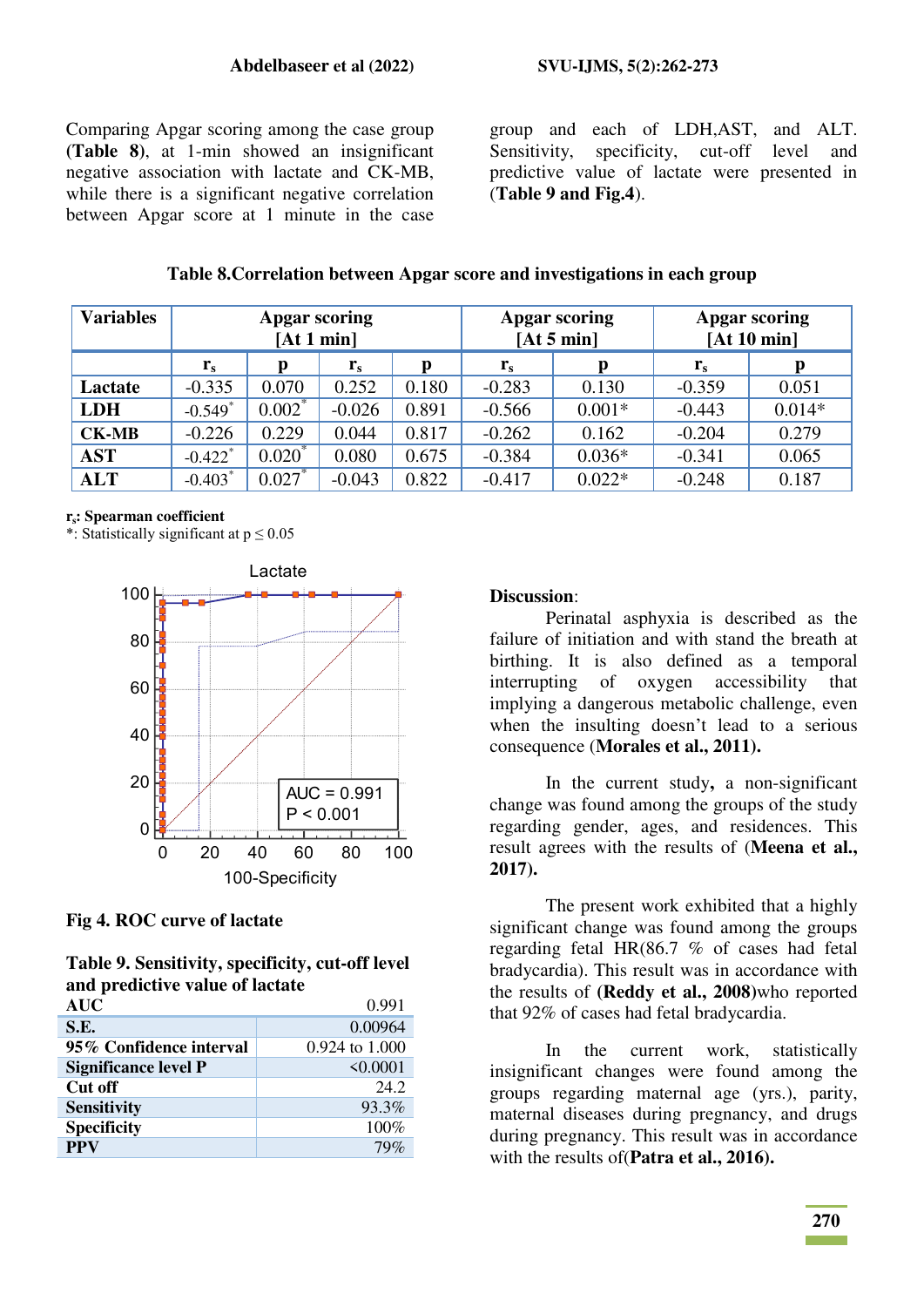Comparing Apgar scoring among the case group (**Table 8**), at 1-min showed an insignificant negative association with lactate and CK-MB, while there is a significant negative correlation between Apgar score at 1 minute in the case group and each of LDH,AST, and ALT. Sensitivity, specificity, cut-off level and predictive value of lactate were presented in (**Table 9 and Fig.4**).

**Table 8.Correlation between Apgar score and investigations in each group**

| Variables | Apgar scoring [At 1 min] | | | | Apgar scoring [At 5 min] | | Apgar scoring [At 10 min] | |
|---|---|---|---|---|---|---|---|---|
| | $r_s$ | p | $r_s$ | p | $r_s$ | p | $r_s$ | p |
| **Lactate** | -0.335 | 0.070 | 0.252 | 0.180 | -0.283 | 0.130 | -0.359 | 0.051 |
| **LDH** | -0.549* | 0.002* | -0.026 | 0.891 | -0.566 | 0.001* | -0.443 | 0.014* |
| **CK-MB** | -0.226 | 0.229 | 0.044 | 0.817 | -0.262 | 0.162 | -0.204 | 0.279 |
| **AST** | -0.422* | 0.020* | 0.080 | 0.675 | -0.384 | 0.036* | -0.341 | 0.065 |
| **ALT** | -0.403* | 0.027* | -0.043 | 0.822 | -0.417 | 0.022* | -0.248 | 0.187 |

**$r_s$: Spearman coefficient**
*: Statistically significant at $p \leq 0.05$

**Fig 4. ROC curve of lactate**

**Table 9. Sensitivity, specificity, cut-off level and predictive value of lactate**

| | |
|---|---|
| **AUC** | 0.991 |
| **S.E.** | 0.00964 |
| **95% Confidence interval** | 0.924 to 1.000 |
| **Significance level P** | <0.0001 |
| **Cut off** | 24.2 |
| **Sensitivity** | 93.3% |
| **Specificity** | 100% |
| **PPV** | 79% |

**Discussion**:

Perinatal asphyxia is described as the failure of initiation and with stand the breath at birthing. It is also defined as a temporal interrupting of oxygen accessibility that implying a dangerous metabolic challenge, even when the insulting doesn't lead to a serious consequence (**Morales et al., 2011).**

In the current study**,** a non-significant change was found among the groups of the study regarding gender, ages, and residences. This result agrees with the results of (**Meena et al., 2017).**

The present work exhibited that a highly significant change was found among the groups regarding fetal HR(86.7 % of cases had fetal bradycardia). This result was in accordance with the results of (**Reddy et al., 2008)**who reported that 92% of cases had fetal bradycardia.

In the current work, statistically insignificant changes were found among the groups regarding maternal age (yrs.), parity, maternal diseases during pregnancy, and drugs during pregnancy. This result was in accordance with the results of(**Patra et al., 2016).**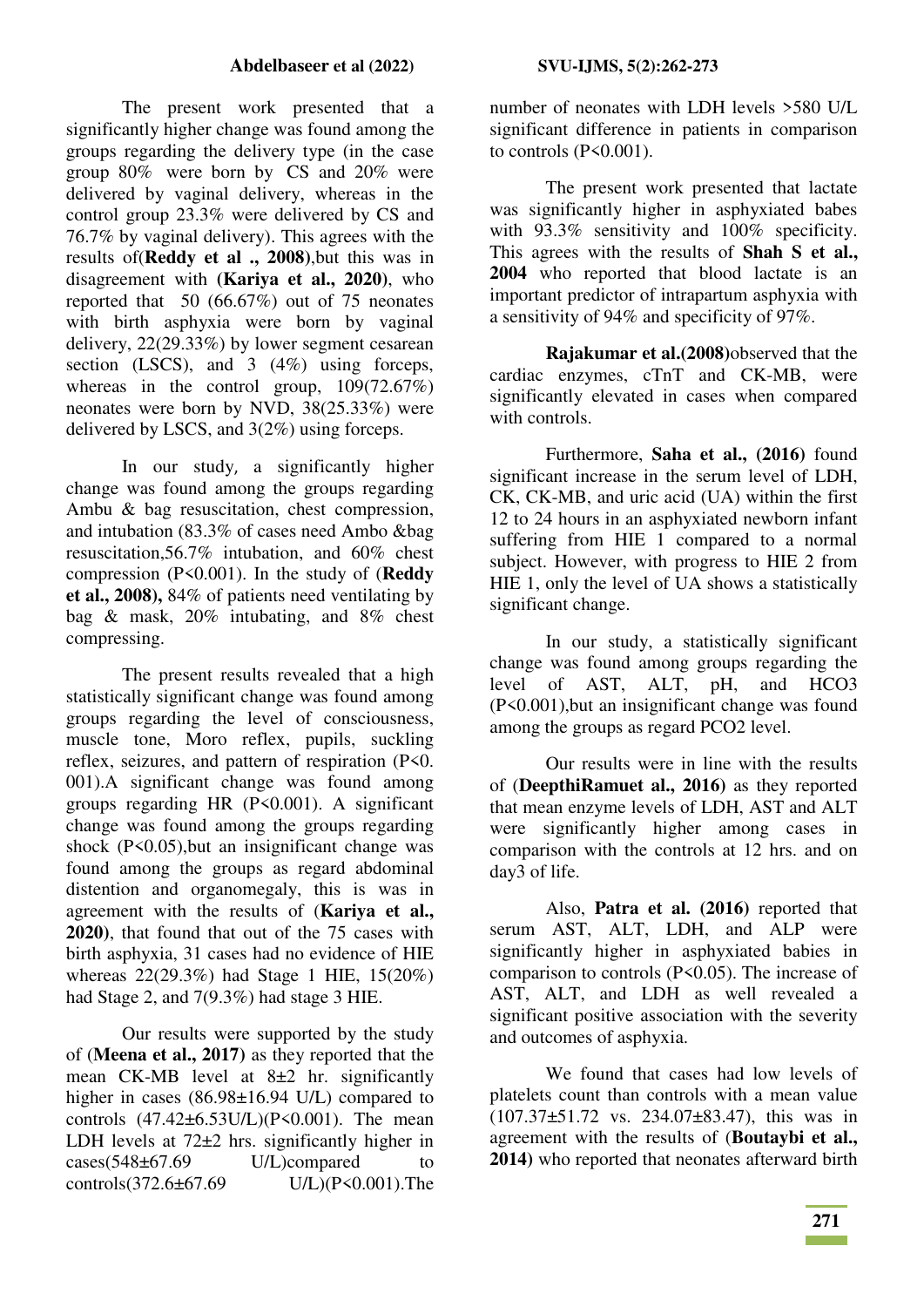The present work presented that a significantly higher change was found among the groups regarding the delivery type (in the case group 80% were born by CS and 20% were delivered by vaginal delivery, whereas in the control group 23.3% were delivered by CS and 76.7% by vaginal delivery). This agrees with the results of(**Reddy et al ., 2008**),but this was in disagreement with **(Kariya et al., 2020)**, who reported that 50 (66.67%) out of 75 neonates with birth asphyxia were born by vaginal delivery, 22(29.33%) by lower segment cesarean section (LSCS), and 3 (4%) using forceps, whereas in the control group, 109(72.67%) neonates were born by NVD, 38(25.33%) were delivered by LSCS, and 3(2%) using forceps.

In our study, a significantly higher change was found among the groups regarding Ambu & bag resuscitation, chest compression, and intubation (83.3% of cases need Ambo &bag resuscitation,56.7% intubation, and 60% chest compression ($P<0.001$). In the study of (**Reddy et al., 2008),** 84% of patients need ventilating by bag & mask, 20% intubating, and 8% chest compressing.

The present results revealed that a high statistically significant change was found among groups regarding the level of consciousness, muscle tone, Moro reflex, pupils, suckling reflex, seizures, and pattern of respiration (P<0. 001).A significant change was found among groups regarding HR ($P<0.001$). A significant change was found among the groups regarding shock ($P<0.05$),but an insignificant change was found among the groups as regard abdominal distention and organomegaly, this is was in agreement with the results of (**Kariya et al., 2020**), that found that out of the 75 cases with birth asphyxia, 31 cases had no evidence of HIE whereas 22(29.3%) had Stage 1 HIE, 15(20%) had Stage 2, and 7(9.3%) had stage 3 HIE.

Our results were supported by the study of (**Meena et al., 2017**) as they reported that the mean CK-MB level at 8±2 hr. significantly higher in cases (86.98±16.94 U/L) compared to controls (47.42±6.53U/L)($P<0.001$). The mean LDH levels at 72±2 hrs. significantly higher in cases(548±67.69 U/L)compared to controls(372.6±67.69 U/L)($P<0.001$).The number of neonates with LDH levels >580 U/L significant difference in patients in comparison to controls ($P<0.001$).

The present work presented that lactate was significantly higher in asphyxiated babes with 93.3% sensitivity and 100% specificity. This agrees with the results of **Shah S et al., 2004** who reported that blood lactate is an important predictor of intrapartum asphyxia with a sensitivity of 94% and specificity of 97%.

**Rajakumar et al.(2008)**observed that the cardiac enzymes, cTnT and CK-MB, were significantly elevated in cases when compared with controls.

Furthermore, **Saha et al., (2016)** found significant increase in the serum level of LDH, CK, CK-MB, and uric acid (UA) within the first 12 to 24 hours in an asphyxiated newborn infant suffering from HIE 1 compared to a normal subject. However, with progress to HIE 2 from HIE 1, only the level of UA shows a statistically significant change.

In our study, a statistically significant change was found among groups regarding the level of AST, ALT, pH, and $HCO_3$ ($P<0.001$),but an insignificant change was found among the groups as regard $PCO_2$ level.

Our results were in line with the results of (**DeepthiRamuet al., 2016)** as they reported that mean enzyme levels of LDH, AST and ALT were significantly higher among cases in comparison with the controls at 12 hrs. and on day3 of life.

Also, **Patra et al. (2016)** reported that serum AST, ALT, LDH, and ALP were significantly higher in asphyxiated babies in comparison to controls ($P<0.05$). The increase of AST, ALT, and LDH as well revealed a significant positive association with the severity and outcomes of asphyxia.

We found that cases had low levels of platelets count than controls with a mean value (107.37±51.72 vs. 234.07±83.47), this was in agreement with the results of (**Boutaybi et al., 2014)** who reported that neonates afterward birth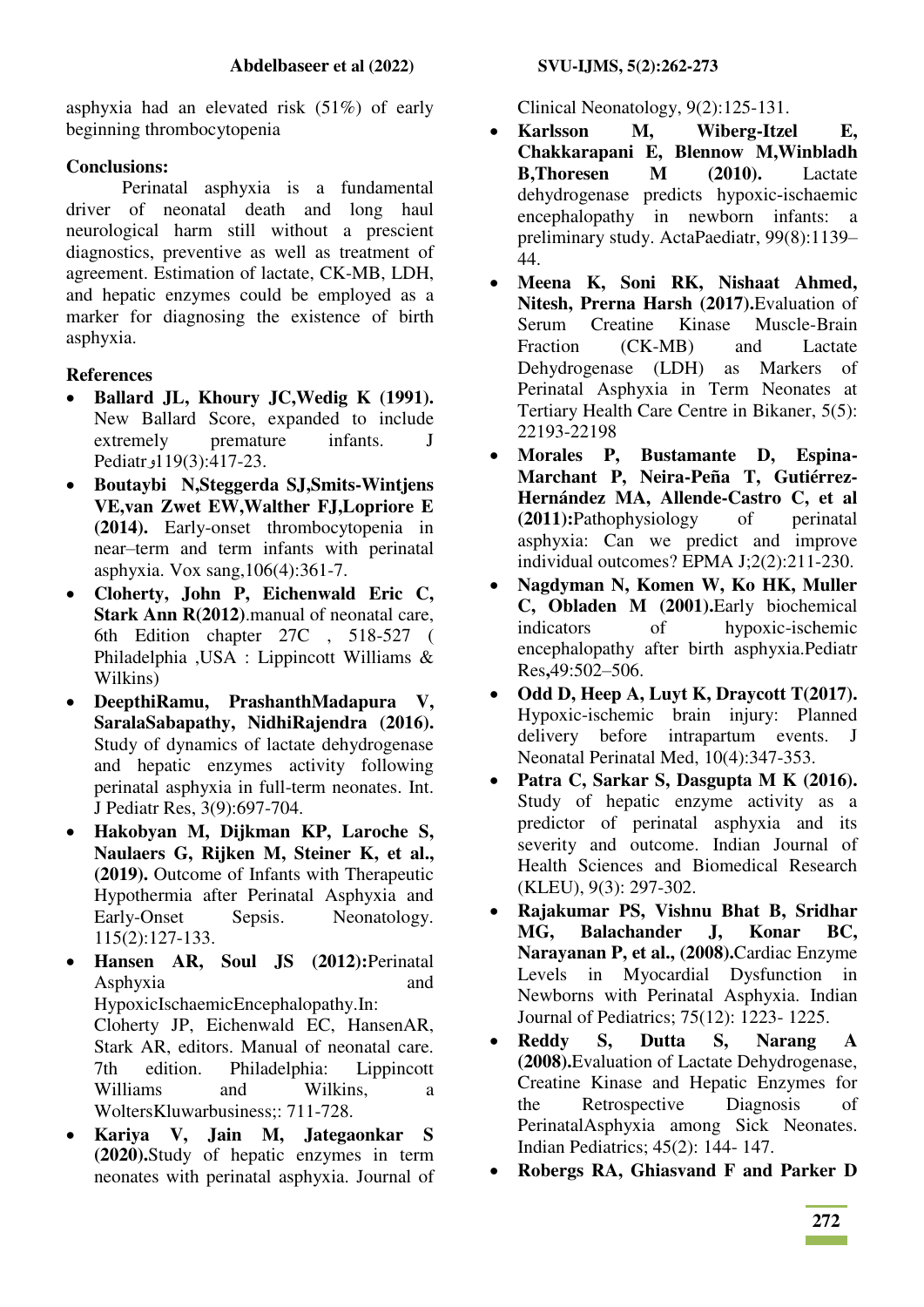asphyxia had an elevated risk (51%) of early beginning thrombocytopenia

**Conclusions:**

Perinatal asphyxia is a fundamental driver of neonatal death and long haul neurological harm still without a prescient diagnostics, preventive as well as treatment of agreement. Estimation of lactate, CK-MB, LDH, and hepatic enzymes could be employed as a marker for diagnosing the existence of birth asphyxia.

**References**

- **Ballard JL, Khoury JC,Wedig K (1991).** New Ballard Score, expanded to include extremely premature infants. J Pediatrو119(3):417-23.
- **Boutaybi N,Steggerda SJ,Smits-Wintjens VE,van Zwet EW,Walther FJ,Lopriore E (2014).** Early-onset thrombocytopenia in near–term and term infants with perinatal asphyxia. Vox sang,106(4):361-7.
- **Cloherty, John P, Eichenwald Eric C, Stark Ann R(2012)**.manual of neonatal care, 6th Edition chapter 27C , 518-527 ( Philadelphia ,USA : Lippincott Williams & Wilkins)
- **DeepthiRamu, PrashanthMadapura V, SaralaSabapathy, NidhiRajendra (2016).** Study of dynamics of lactate dehydrogenase and hepatic enzymes activity following perinatal asphyxia in full-term neonates. Int. J Pediatr Res, 3(9):697-704.
- **Hakobyan M, Dijkman KP, Laroche S, Naulaers G, Rijken M, Steiner K, et al., (2019).** Outcome of Infants with Therapeutic Hypothermia after Perinatal Asphyxia and Early-Onset Sepsis. Neonatology. 115(2):127-133.
- **Hansen AR, Soul JS (2012):**Perinatal Asphyxia and HypoxicIschaemicEncephalopathy.In: Cloherty JP, Eichenwald EC, HansenAR, Stark AR, editors. Manual of neonatal care. 7th edition. Philadelphia: Lippincott Williams and Wilkins, a WoltersKluwarbusiness;: 711-728.
- **Kariya V, Jain M, Jategaonkar S (2020).**Study of hepatic enzymes in term neonates with perinatal asphyxia. Journal of Clinical Neonatology, 9(2):125-131.
- **Karlsson M, Wiberg-Itzel E, Chakkarapani E, Blennow M,Winbladh B,Thoresen M (2010).** Lactate dehydrogenase predicts hypoxic-ischaemic encephalopathy in newborn infants: a preliminary study. ActaPaediatr, 99(8):1139–44.
- **Meena K, Soni RK, Nishaat Ahmed, Nitesh, Prerna Harsh (2017).**Evaluation of Serum Creatine Kinase Muscle-Brain Fraction (CK-MB) and Lactate Dehydrogenase (LDH) as Markers of Perinatal Asphyxia in Term Neonates at Tertiary Health Care Centre in Bikaner, 5(5): 22193-22198
- **Morales P, Bustamante D, Espina-Marchant P, Neira-Peña T, Gutiérrez-Hernández MA, Allende-Castro C, et al (2011):**Pathophysiology of perinatal asphyxia: Can we predict and improve individual outcomes? EPMA J;2(2):211-230.
- **Nagdyman N, Komen W, Ko HK, Muller C, Obladen M (2001).**Early biochemical indicators of hypoxic-ischemic encephalopathy after birth asphyxia.Pediatr Res,49:502–506.
- **Odd D, Heep A, Luyt K, Draycott T(2017).** Hypoxic-ischemic brain injury: Planned delivery before intrapartum events. J Neonatal Perinatal Med, 10(4):347-353.
- **Patra C, Sarkar S, Dasgupta M K (2016).** Study of hepatic enzyme activity as a predictor of perinatal asphyxia and its severity and outcome. Indian Journal of Health Sciences and Biomedical Research (KLEU), 9(3): 297-302.
- **Rajakumar PS, Vishnu Bhat B, Sridhar MG, Balachander J, Konar BC, Narayanan P, et al., (2008).**Cardiac Enzyme Levels in Myocardial Dysfunction in Newborns with Perinatal Asphyxia. Indian Journal of Pediatrics; 75(12): 1223- 1225.
- **Reddy S, Dutta S, Narang A (2008).**Evaluation of Lactate Dehydrogenase, Creatine Kinase and Hepatic Enzymes for the Retrospective Diagnosis of PerinatalAsphyxia among Sick Neonates. Indian Pediatrics; 45(2): 144- 147.
- **Robergs RA, Ghiasvand F and Parker D**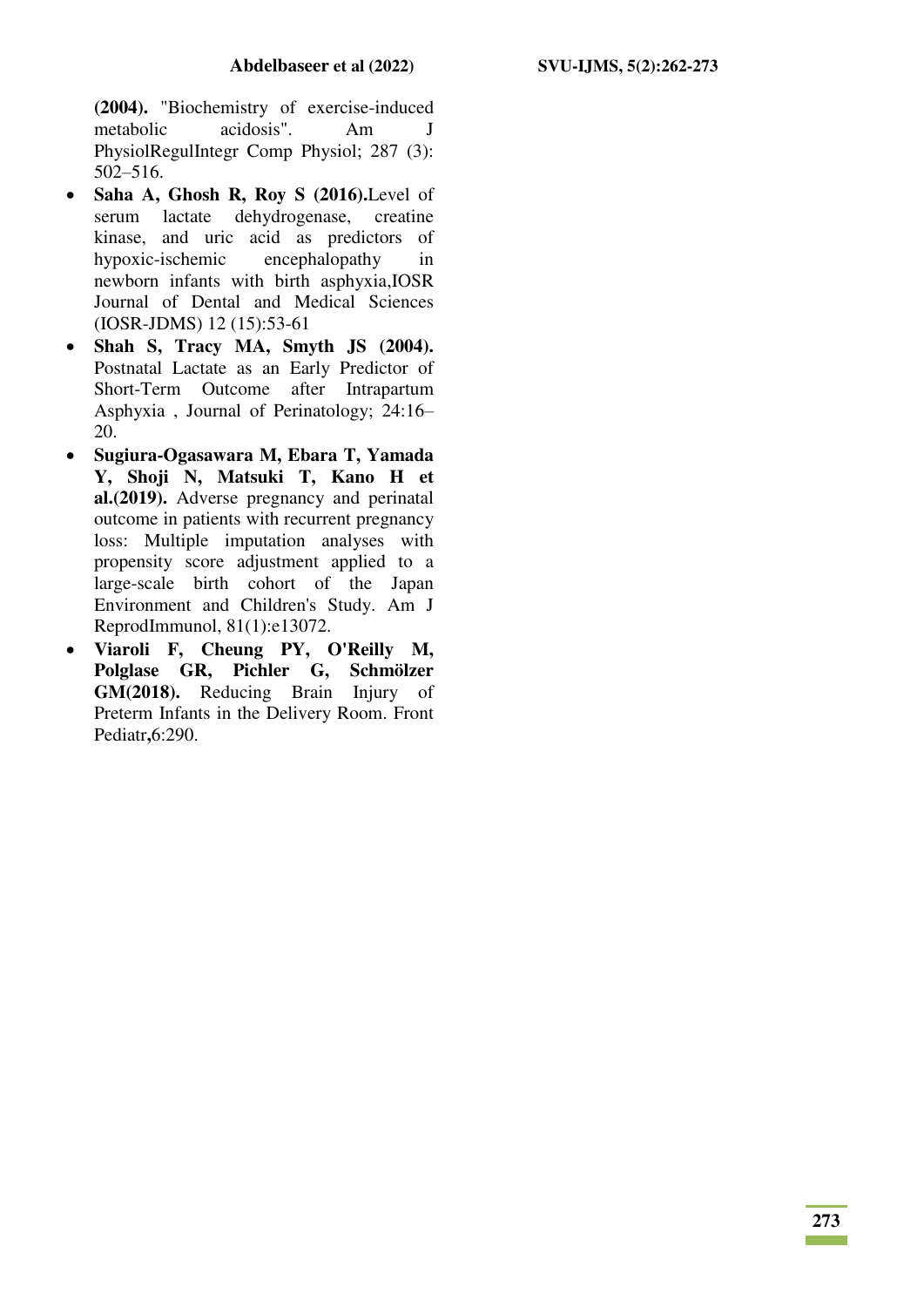**(2004).** "Biochemistry of exercise-induced metabolic acidosis". Am J PhysiolRegulIntegr Comp Physiol; 287 (3): 502–516.

- **Saha A, Ghosh R, Roy S (2016).**Level of serum lactate dehydrogenase, creatine kinase, and uric acid as predictors of hypoxic-ischemic encephalopathy in newborn infants with birth asphyxia,IOSR Journal of Dental and Medical Sciences (IOSR-JDMS) 12 (15):53-61
- **Shah S, Tracy MA, Smyth JS (2004).** Postnatal Lactate as an Early Predictor of Short-Term Outcome after Intrapartum Asphyxia , Journal of Perinatology; 24:16–20.
- **Sugiura-Ogasawara M, Ebara T, Yamada Y, Shoji N, Matsuki T, Kano H et al.(2019).** Adverse pregnancy and perinatal outcome in patients with recurrent pregnancy loss: Multiple imputation analyses with propensity score adjustment applied to a large-scale birth cohort of the Japan Environment and Children's Study. Am J ReprodImmunol, 81(1):e13072.
- **Viaroli F, Cheung PY, O'Reilly M, Polglase GR, Pichler G, Schmölzer GM(2018).** Reducing Brain Injury of Preterm Infants in the Delivery Room. Front Pediatr**,**6:290.